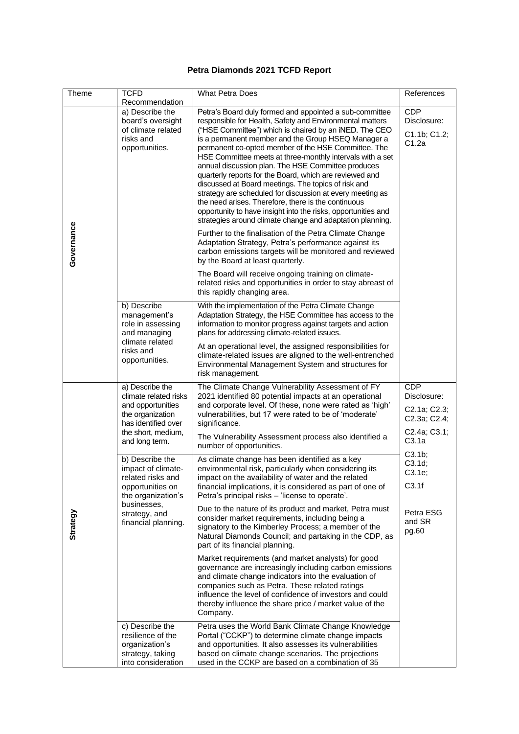# Petra Diamonds 2021 TCFD Report

| Theme | TCFD Recommendation | What Petra Does | References |
|---|---|---|---|
| Governance | a) Describe the board's oversight of climate related risks and opportunities. | Petra's Board duly formed and appointed a sub-committee responsible for Health, Safety and Environmental matters ("HSE Committee") which is chaired by an iNED. The CEO is a permanent member and the Group HSEQ Manager a permanent co-opted member of the HSE Committee. The HSE Committee meets at three-monthly intervals with a set annual discussion plan. The HSE Committee produces quarterly reports for the Board, which are reviewed and discussed at Board meetings. The topics of risk and strategy are scheduled for discussion at every meeting as the need arises. Therefore, there is the continuous opportunity to have insight into the risks, opportunities and strategies around climate change and adaptation planning.<br><br>Further to the finalisation of the Petra Climate Change Adaptation Strategy, Petra's performance against its carbon emissions targets will be monitored and reviewed by the Board at least quarterly.<br><br>The Board will receive ongoing training on climate-related risks and opportunities in order to stay abreast of this rapidly changing area. | CDP Disclosure:<br><br>C1.1b; C1.2; C1.2a |
| | b) Describe management's role in assessing and managing climate related risks and opportunities. | With the implementation of the Petra Climate Change Adaptation Strategy, the HSE Committee has access to the information to monitor progress against targets and action plans for addressing climate-related issues.<br><br>At an operational level, the assigned responsibilities for climate-related issues are aligned to the well-entrenched Environmental Management System and structures for risk management. | |
| Strategy | a) Describe the climate related risks and opportunities the organization has identified over the short, medium, and long term. | The Climate Change Vulnerability Assessment of FY 2021 identified 80 potential impacts at an operational and corporate level. Of these, none were rated as 'high' vulnerabilities, but 17 were rated to be of 'moderate' significance.<br><br>The Vulnerability Assessment process also identified a number of opportunities. | CDP Disclosure:<br><br>C2.1a; C2.3; C2.3a; C2.4;<br><br>C2.4a; C3.1; C3.1a<br><br>C3.1b; C3.1d; C3.1e;<br><br>C3.1f<br><br>Petra ESG and SR pg.60 |
| | b) Describe the impact of climate-related risks and opportunities on the organization's businesses, strategy, and financial planning. | As climate change has been identified as a key environmental risk, particularly when considering its impact on the availability of water and the related financial implications, it is considered as part of one of Petra's principal risks – 'license to operate'.<br><br>Due to the nature of its product and market, Petra must consider market requirements, including being a signatory to the Kimberley Process; a member of the Natural Diamonds Council; and partaking in the CDP, as part of its financial planning.<br><br>Market requirements (and market analysts) for good governance are increasingly including carbon emissions and climate change indicators into the evaluation of companies such as Petra. These related ratings influence the level of confidence of investors and could thereby influence the share price / market value of the Company. | |
| | c) Describe the resilience of the organization's strategy, taking into consideration | Petra uses the World Bank Climate Change Knowledge Portal ("CCKP") to determine climate change impacts and opportunities. It also assesses its vulnerabilities based on climate change scenarios. The projections used in the CCKP are based on a combination of 35 | |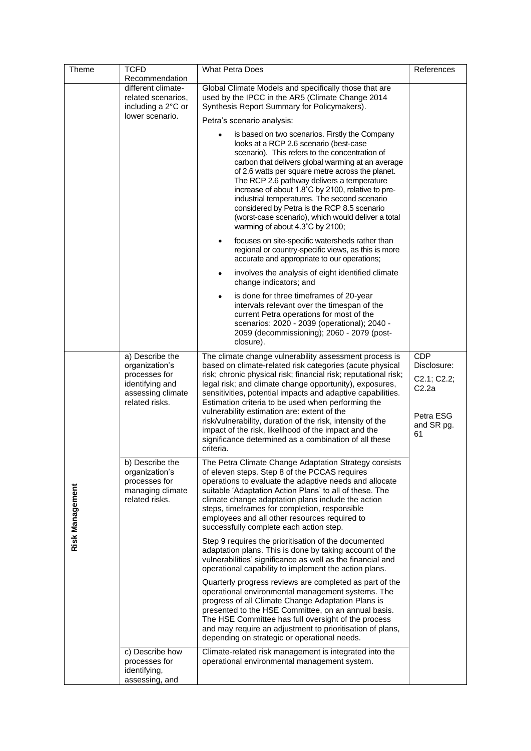| Theme | TCFD Recommendation | What Petra Does | References |
|---|---|---|---|
| | different climate-related scenarios, including a 2°C or lower scenario. | Global Climate Models and specifically those that are used by the IPCC in the AR5 (Climate Change 2014 Synthesis Report Summary for Policymakers).<br><br>Petra's scenario analysis:<br><br>• is based on two scenarios. Firstly the Company looks at a RCP 2.6 scenario (best-case scenario). This refers to the concentration of carbon that delivers global warming at an average of 2.6 watts per square metre across the planet. The RCP 2.6 pathway delivers a temperature increase of about 1.8˚C by 2100, relative to pre-industrial temperatures. The second scenario considered by Petra is the RCP 8.5 scenario (worst-case scenario), which would deliver a total warming of about 4.3˚C by 2100;<br><br>• focuses on site-specific watersheds rather than regional or country-specific views, as this is more accurate and appropriate to our operations;<br><br>• involves the analysis of eight identified climate change indicators; and<br><br>• is done for three timeframes of 20-year intervals relevant over the timespan of the current Petra operations for most of the scenarios: 2020 - 2039 (operational); 2040 - 2059 (decommissioning); 2060 - 2079 (post-closure). | |
| Risk Management | a) Describe the organization's processes for identifying and assessing climate related risks. | The climate change vulnerability assessment process is based on climate-related risk categories (acute physical risk; chronic physical risk; financial risk; reputational risk; legal risk; and climate change opportunity), exposures, sensitivities, potential impacts and adaptive capabilities. Estimation criteria to be used when performing the vulnerability estimation are: extent of the risk/vulnerability, duration of the risk, intensity of the impact of the risk, likelihood of the impact and the significance determined as a combination of all these criteria. | CDP Disclosure:<br><br>C2.1; C2.2; C2.2a<br><br>Petra ESG and SR pg. 61 |
| | b) Describe the organization's processes for managing climate related risks. | The Petra Climate Change Adaptation Strategy consists of eleven steps. Step 8 of the PCCAS requires operations to evaluate the adaptive needs and allocate suitable 'Adaptation Action Plans' to all of these. The climate change adaptation plans include the action steps, timeframes for completion, responsible employees and all other resources required to successfully complete each action step.<br><br>Step 9 requires the prioritisation of the documented adaptation plans. This is done by taking account of the vulnerabilities' significance as well as the financial and operational capability to implement the action plans.<br><br>Quarterly progress reviews are completed as part of the operational environmental management systems. The progress of all Climate Change Adaptation Plans is presented to the HSE Committee, on an annual basis. The HSE Committee has full oversight of the process and may require an adjustment to prioritisation of plans, depending on strategic or operational needs. | |
| | c) Describe how processes for identifying, assessing, and | Climate-related risk management is integrated into the operational environmental management system. | |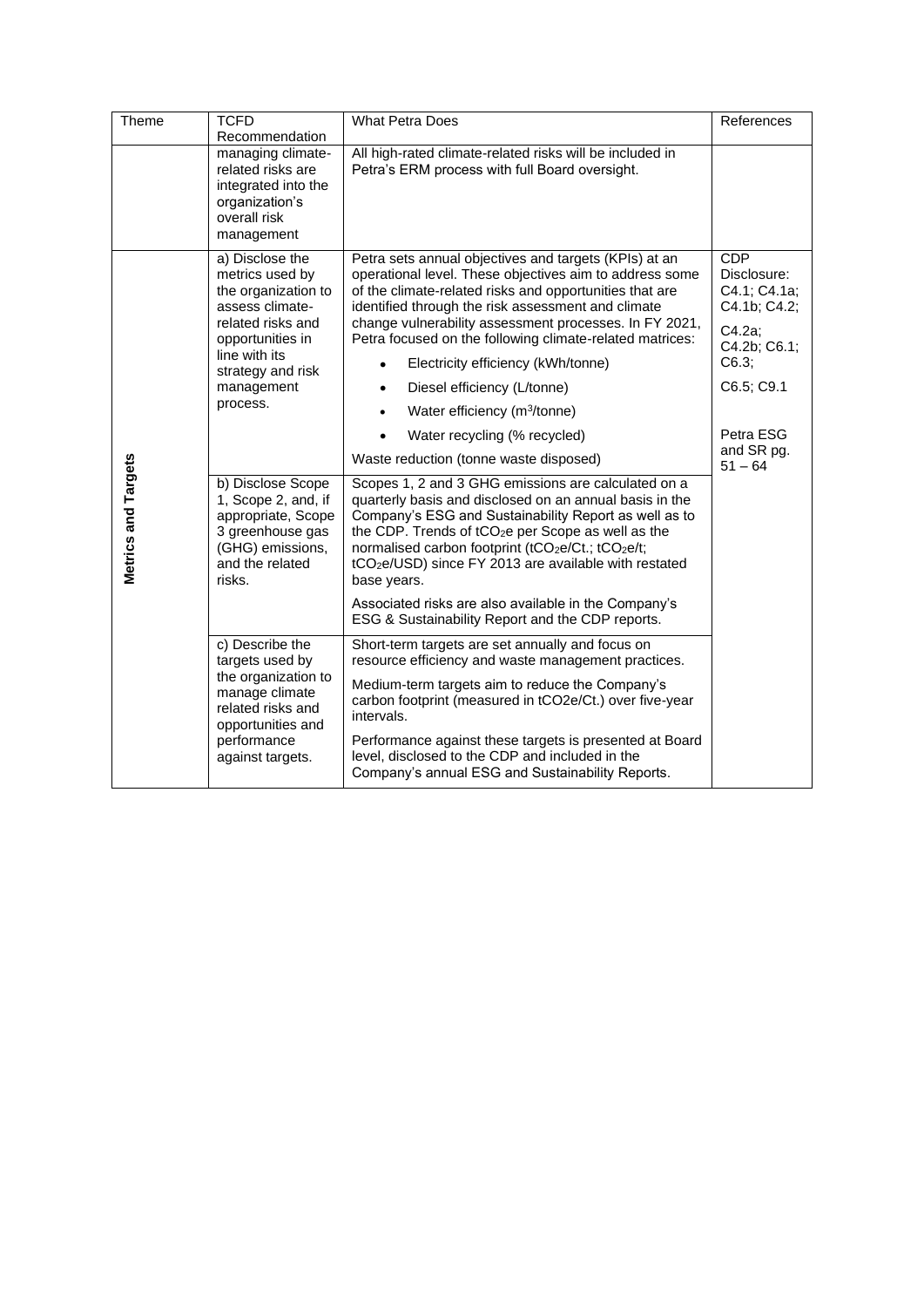| Theme | TCFD Recommendation | What Petra Does | References |
| --- | --- | --- | --- |
| | managing climate-related risks are integrated into the organization's overall risk management | All high-rated climate-related risks will be included in Petra's ERM process with full Board oversight. | |
| Metrics and Targets | a) Disclose the metrics used by the organization to assess climate-related risks and opportunities in line with its strategy and risk management process. | Petra sets annual objectives and targets (KPIs) at an operational level. These objectives aim to address some of the climate-related risks and opportunities that are identified through the risk assessment and climate change vulnerability assessment processes. In FY 2021, Petra focused on the following climate-related matrices:<br>• Electricity efficiency (kWh/tonne)<br>• Diesel efficiency (L/tonne)<br>• Water efficiency ($m^3$/tonne)<br>• Water recycling (% recycled)<br>Waste reduction (tonne waste disposed) | CDP Disclosure: C4.1; C4.1a; C4.1b; C4.2; C4.2a; C4.2b; C6.1; C6.3; C6.5; C9.1<br><br>Petra ESG and SR pg. 51 – 64 |
| | b) Disclose Scope 1, Scope 2, and, if appropriate, Scope 3 greenhouse gas (GHG) emissions, and the related risks. | Scopes 1, 2 and 3 GHG emissions are calculated on a quarterly basis and disclosed on an annual basis in the Company's ESG and Sustainability Report as well as to the CDP. Trends of $tCO_2e$ per Scope as well as the normalised carbon footprint ($tCO_2e$/Ct.; $tCO_2e$/t; $tCO_2e$/USD) since FY 2013 are available with restated base years.<br><br>Associated risks are also available in the Company's ESG & Sustainability Report and the CDP reports. | |
| | c) Describe the targets used by the organization to manage climate related risks and opportunities and performance against targets. | Short-term targets are set annually and focus on resource efficiency and waste management practices.<br><br>Medium-term targets aim to reduce the Company's carbon footprint (measured in tCO2e/Ct.) over five-year intervals.<br><br>Performance against these targets is presented at Board level, disclosed to the CDP and included in the Company's annual ESG and Sustainability Reports. | |